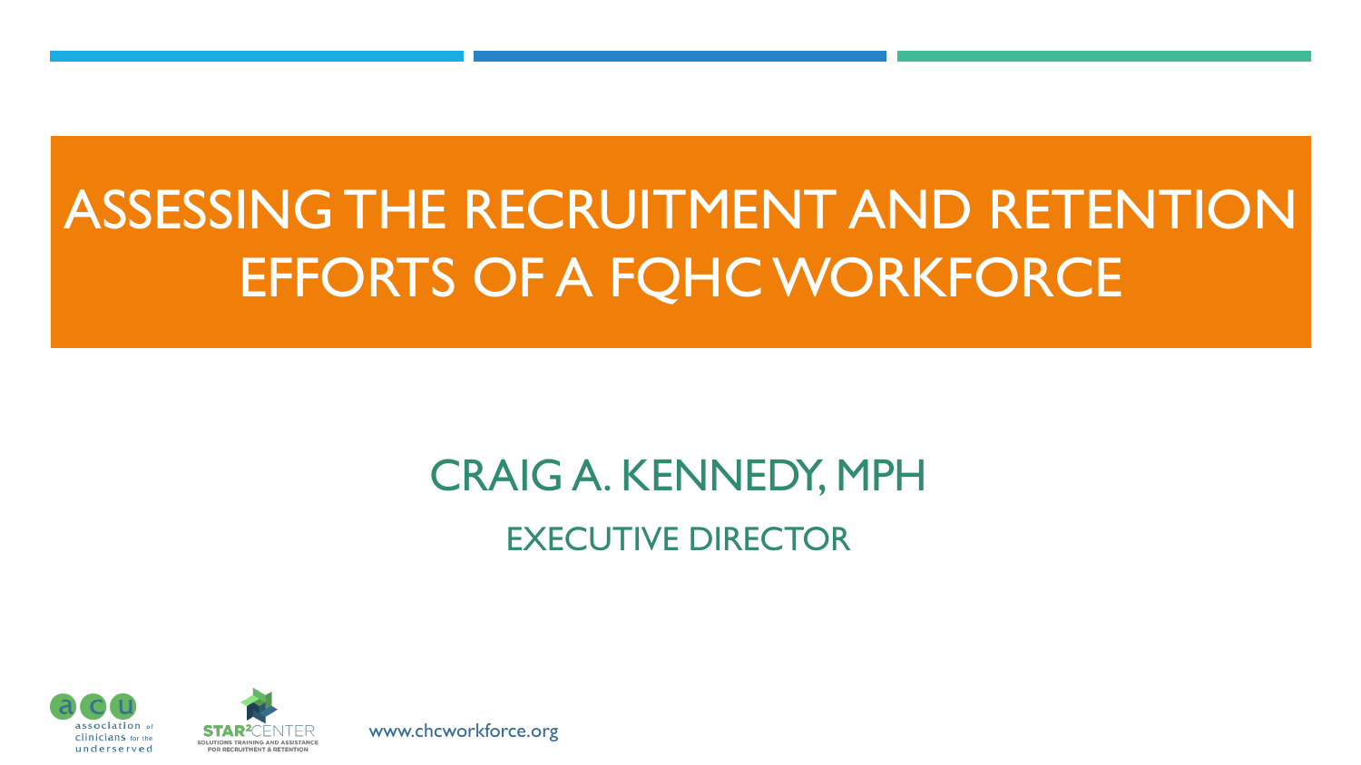# ASSESSING THE RECRUITMENT AND RETENTION EFFORTS OF A FQHC WORKFORCE

## CRAIG A. KENNEDY, MPH

EXECUTIVE DIRECTOR

association of clinicians for the underserved

STAR²CENTER SOLUTIONS TRAINING AND ASSISTANCE FOR RECRUITMENT & RETENTION

www.chcworkforce.org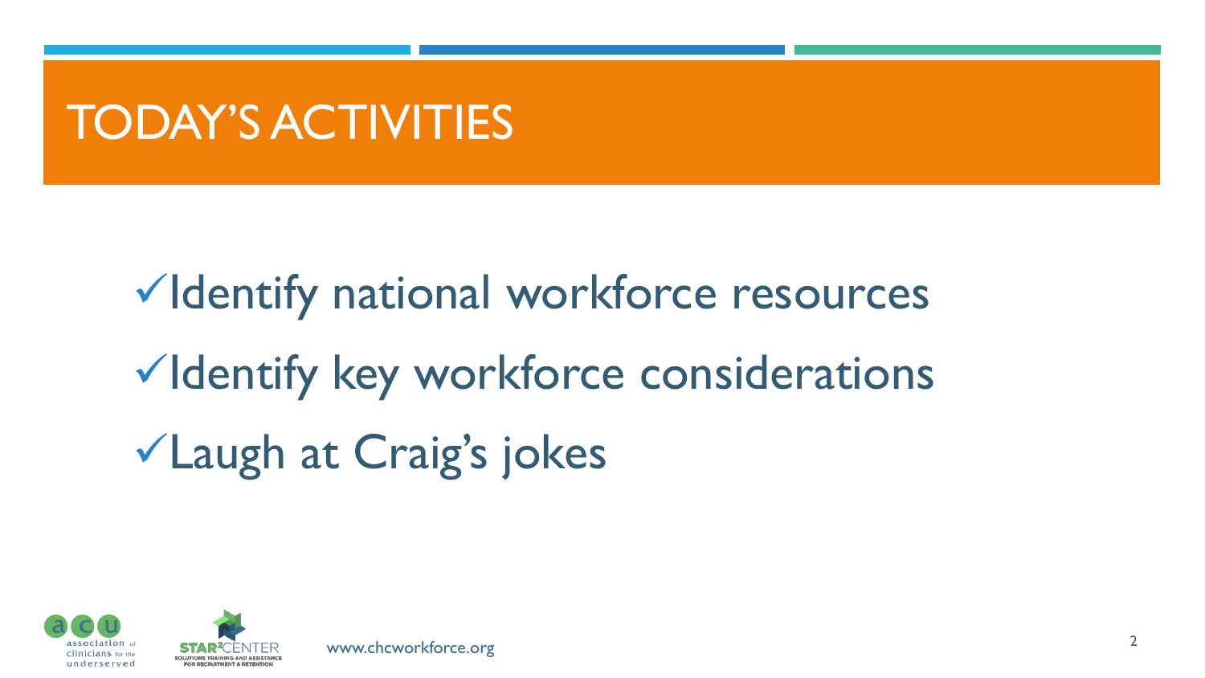# TODAY'S ACTIVITIES

- ✓Identify national workforce resources
- ✓Identify key workforce considerations
- ✓Laugh at Craig's jokes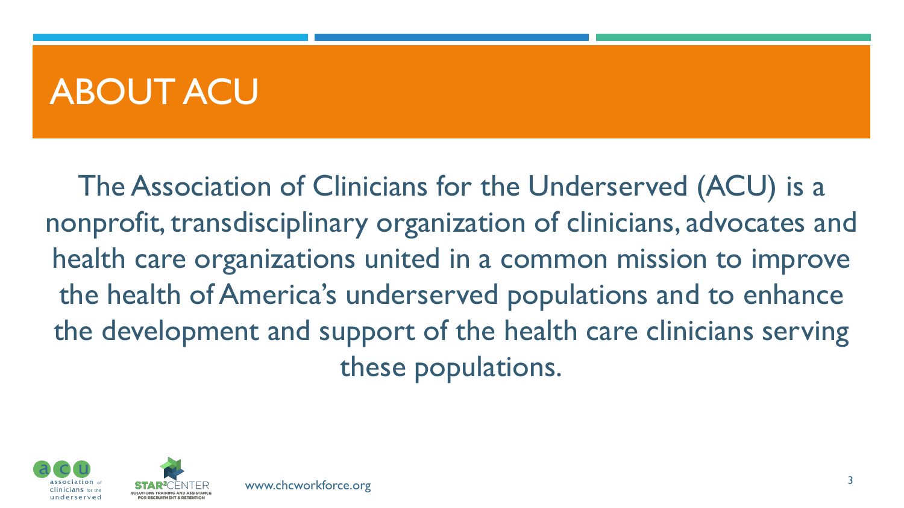# ABOUT ACU

The Association of Clinicians for the Underserved (ACU) is a nonprofit, transdisciplinary organization of clinicians, advocates and health care organizations united in a common mission to improve the health of America's underserved populations and to enhance the development and support of the health care clinicians serving these populations.

www.chcworkforce.org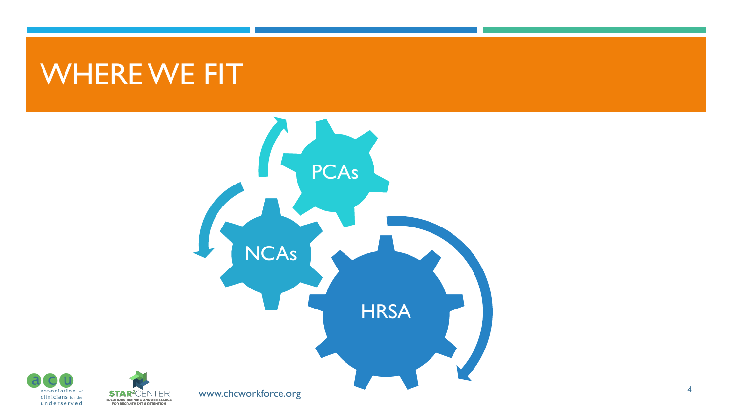# WHERE WE FIT

PCAs

NCAs

HRSA

www.chcworkforce.org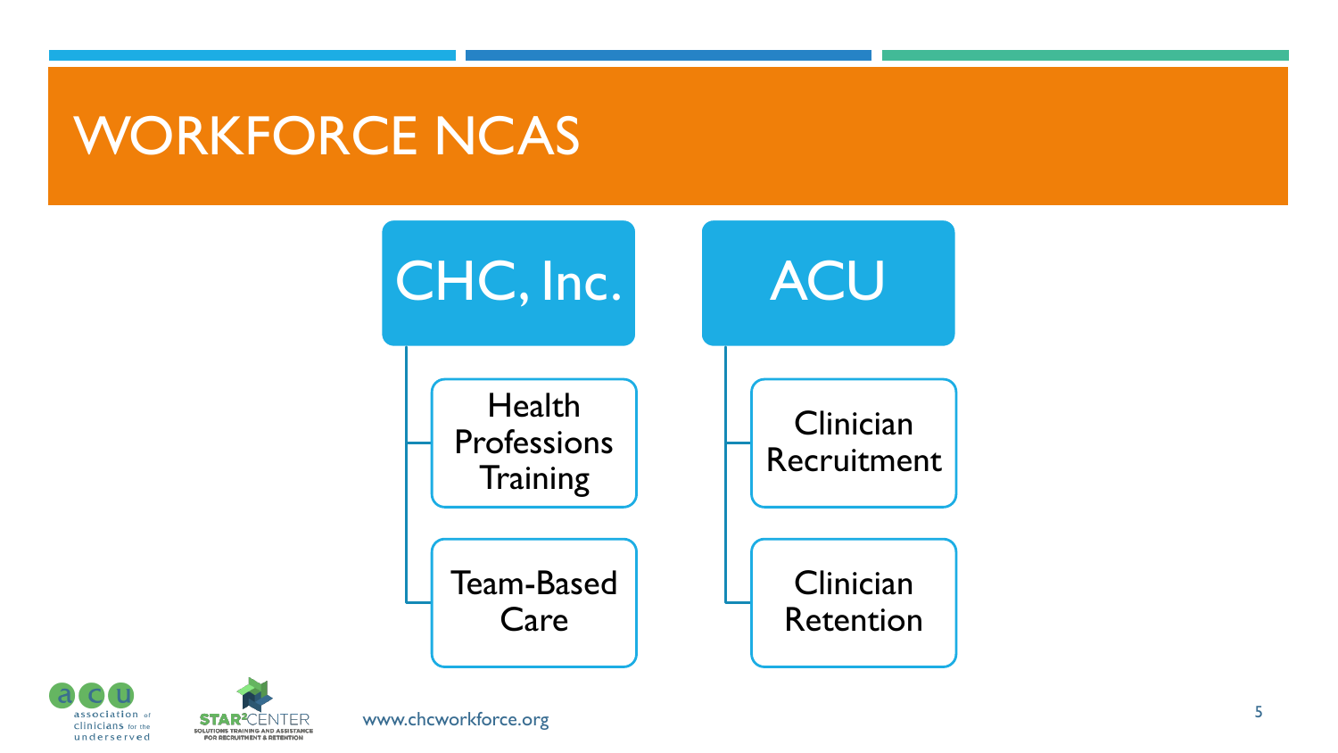# WORKFORCE NCAS

## CHC, Inc.

- Health Professions Training
- Team-Based Care

## ACU

- Clinician Recruitment
- Clinician Retention

www.chcworkforce.org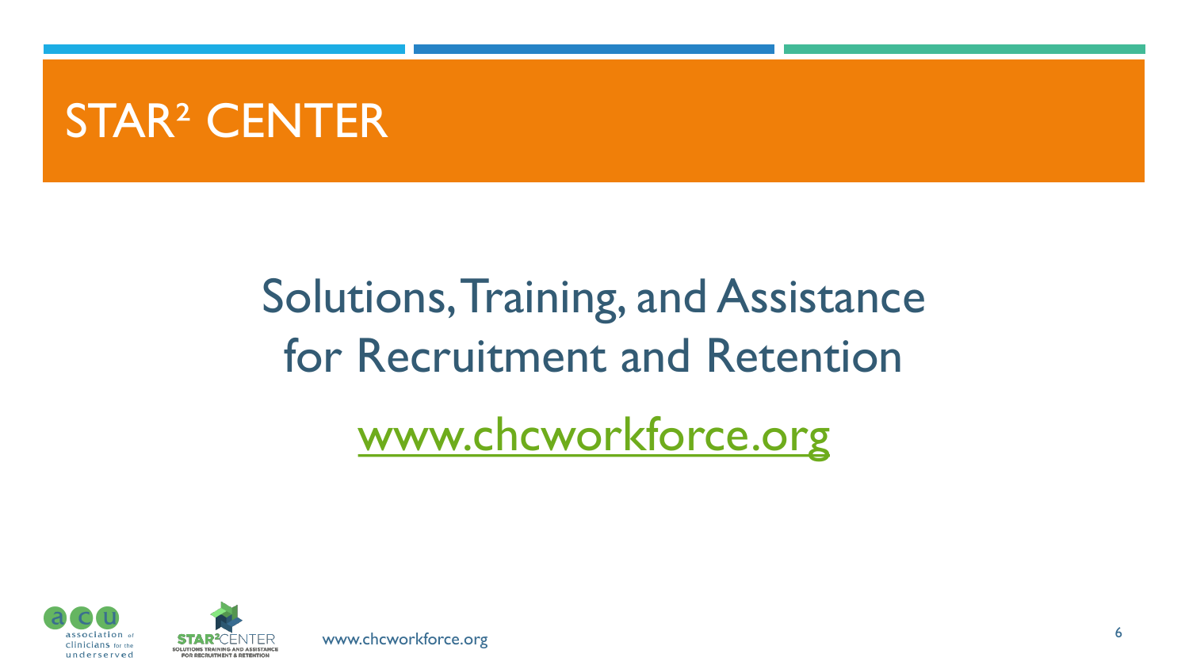# STAR² CENTER

Solutions, Training, and Assistance for Recruitment and Retention

www.chcworkforce.org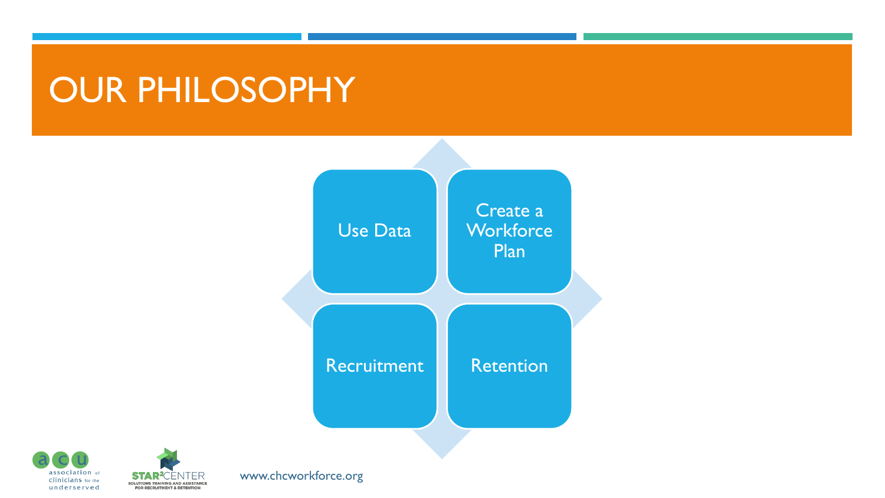# OUR PHILOSOPHY

- Use Data
- Create a Workforce Plan
- Recruitment
- Retention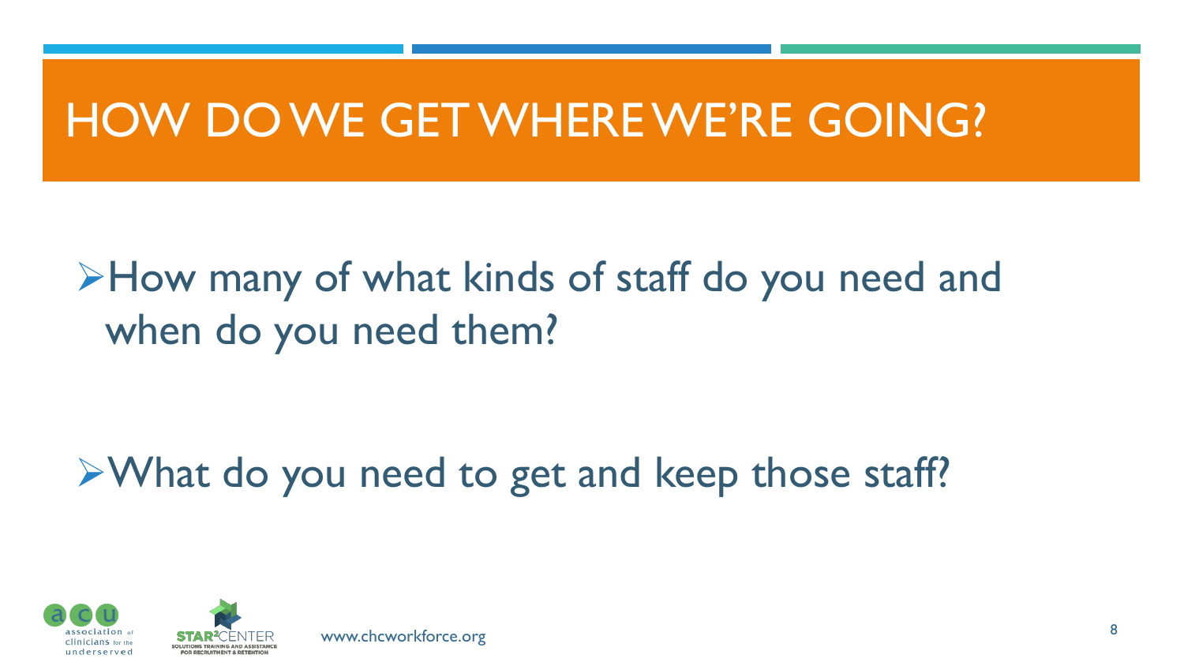# HOW DO WE GET WHERE WE'RE GOING?

- How many of what kinds of staff do you need and when do you need them?
- What do you need to get and keep those staff?

www.chcworkforce.org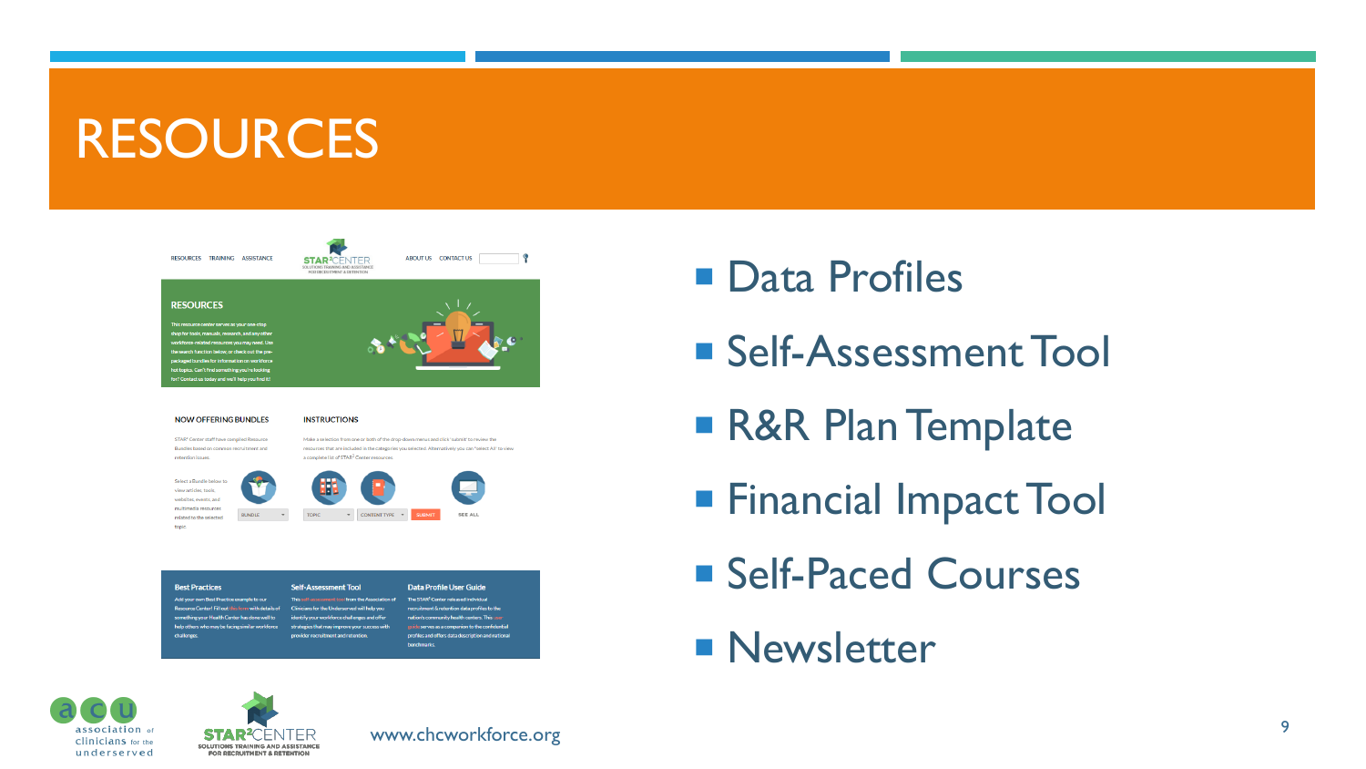# RESOURCES

- Data Profiles
- Self-Assessment Tool
- R&R Plan Template
- Financial Impact Tool
- Self-Paced Courses
- Newsletter

www.chcworkforce.org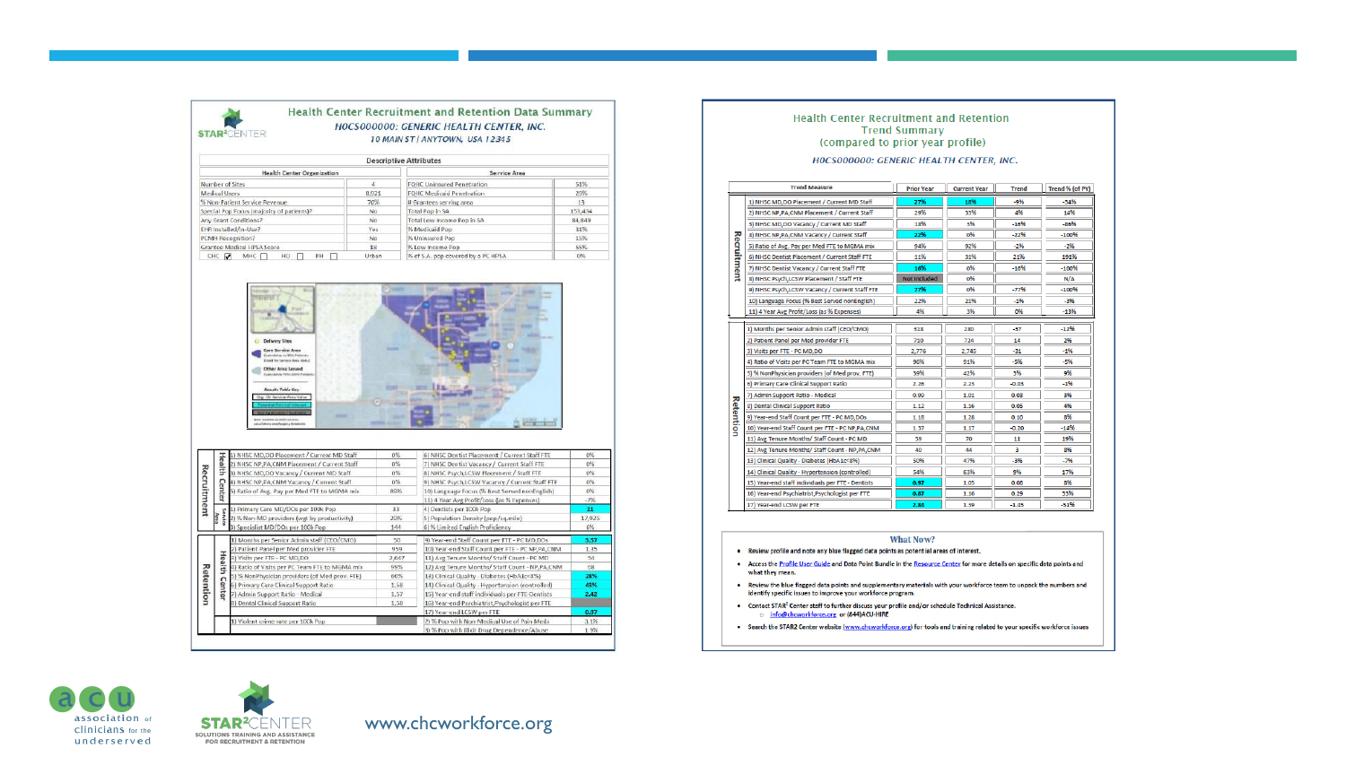## Health Center Recruitment and Retention Data Summary

*H0CS000000: GENERIC HEALTH CENTER, INC.*

*10 MAIN ST / ANYTOWN, USA 12345*

### Descriptive Attributes

| Health Center Organization | | Service Area | |
|---|---|---|---|
| Number of Sites | 4 | FQHC Uninsured Penetration | 51% |
| Medical Users | 8,921 | FQHC Medicaid Penetration | 29% |
| % Non-Patient Service Revenue | 70% | # Grantees serving area | 13 |
| Special Pop Focus (majority of patients)? | No | Total Pop in SA | 151,494 |
| Any Grant Conditions? | No | Total Low Income Pop in SA | 84,849 |
| EHR installed/in-Use? | Yes | % Medicaid Pop | 31% |
| PCMH Recognition? | No | % Uninsured Pop | 15% |
| Grantee Medical HPSA Score | 18 | % Low Income Pop | 55% |
| CHC ☑ MHC ☐ HO ☐ PH ☐ | Urban | % of S.A. pop covered by a PC HPSA | 0% |

**Recruitment – Health Center**

| Measure | Value | Measure | Value |
|---|---|---|---|
| 1) NHSC MD,DO Placement / Current MD Staff | 0% | 6) NHSC Dentist Placement / Current Staff FTE | 0% |
| 2) NHSC NP,PA,CNM Placement / Current Staff | 0% | 7) NHSC Dentist Vacancy / Current Staff FTE | 0% |
| 3) NHSC MD,DO Vacancy / Current MD Staff | 0% | 8) NHSC Psych,LCSW Placement / Current Staff FTE | 0% |
| 4) NHSC NP,PA,CNM Vacancy / Current Staff | 0% | 9) NHSC Psych,LCSW Vacancy / Current Staff FTE | 0% |
| 5) Ratio of Avg. Pay per Med FTE to MGMA mix | 80% | 10) Language Focus (% Best Served nonEnglish) | 0% |
| | | 11) 4 Year Avg Profit/Loss (as % Expenses) | -7% |

**Recruitment – Service Area**

| Measure | Value | Measure | Value |
|---|---|---|---|
| 1) Primary Care MD/DOs per 100k Pop | 33 | 4) Dentists per 100k Pop | 21 |
| 2) % Non-MD providers (wgt by productivity) | 20% | 5) Population Density (pop/sq.mile) | 17,925 |
| 3) Specialist MD/DOs per 100k Pop | 144 | 6) % Limited English Proficiency | 0% |

**Retention – Health Center**

| Measure | Value | Measure | Value |
|---|---|---|---|
| 1) Months per Senior Admin staff (CEO/CMO) | 50 | 9) Year-end Staff Count per FTE - PC MD,DOs | 3.57 |
| 2) Patient Panel per Med provider FTE | 959 | 10) Year-end Staff count per FTE - PC NP,PA,CNM | 1.35 |
| 3) Visits per FTE - PC MD,DO | 2,667 | 11) Avg Tenure Months/ Staff Count - PC MD | 56 |
| 4) Ratio of Visits per PC Team FTE to MGMA mix | 99% | 12) Avg Tenure Months/ Staff Count - NP,PA,CNM | 08 |
| 5) % NonPhysician providers (of Med prov. FTE) | 60% | 13) Clinical Quality - Diabetes (HbA1c<8%) | 28% |
| 6) Primary Care Clinical Support Ratio | 1.58 | 14) Clinical Quality - Hypertension (controlled) | 43% |
| 7) Admin Support Ratio - Medical | 1.57 | 15) Year-end staff individuals per FTE - Dentists | 2.42 |
| 8) Dental Clinical Support Ratio | 1.58 | 16) Year-end Psychiatrist,Psychologist per FTE | |
| | | 17) Year-end LCSW per FTE | 0.97 |

**Retention – Service Area**

| Measure | Value | Measure | Value |
|---|---|---|---|
| 1) Violent crime rate per 100k Pop | | 2) % Pop with Non-Medical Use of Pain Meds | 3.1% |
| | | 3) % Pop with Illicit Drug Dependence/Abuse | 1.9% |

## Health Center Recruitment and Retention Trend Summary (compared to prior year profile)

*H0CS000000: GENERIC HEALTH CENTER, INC.*

| | Trend Measure | Prior Year | Current Year | Trend | Trend % (of PY) |
|---|---|---|---|---|---|
| Recruitment | 1) NHSC MD,DO Placement / Current MD Staff | 27% | 18% | -9% | -34% |
| | 2) NHSC NP,PA,CNM Placement / Current Staff | 29% | 33% | 4% | 14% |
| | 3) NHSC MD,DO Vacancy / Current MD Staff | 18% | 3% | -16% | -86% |
| | 4) NHSC NP,PA,CNM Vacancy / Current Staff | 22% | 0% | -22% | -100% |
| | 5) Ratio of Avg. Pay per Med FTE to MGMA mix | 94% | 92% | -2% | -2% |
| | 6) NHSC Dentist Placement / Current Staff FTE | 11% | 31% | 21% | 193% |
| | 7) NHSC Dentist Vacancy / Current Staff FTE | 16% | 0% | -16% | -100% |
| | 8) NHSC Psych,LCSW Placement / Staff FTE | Not Included | 0% | | N/A |
| | 9) NHSC Psych,LCSW Vacancy / Current Staff FTE | 77% | 0% | -77% | -100% |
| | 10) Language Focus (% Best Served nonEnglish) | 22% | 21% | -1% | -3% |
| | 11) 4 Year Avg Profit/Loss (as % Expenses) | 4% | 3% | 0% | -13% |
| Retention | 1) Months per Senior Admin staff (CEO/CMO) | 338 | 280 | -57 | -17% |
| | 2) Patient Panel per Med provider FTE | 710 | 724 | 14 | 2% |
| | 3) Visits per FTE - PC MD,DO | 2,776 | 2,745 | -31 | -1% |
| | 4) Ratio of Visits per PC Team FTE to MGMA mix | 96% | 91% | -5% | -5% |
| | 5) % NonPhysician providers (of Med prov. FTE) | 39% | 42% | 3% | 9% |
| | 6) Primary Care Clinical Support Ratio | 2.26 | 2.23 | -0.03 | -1% |
| | 7) Admin Support Ratio - Medical | 0.90 | 1.01 | 0.03 | 3% |
| | 8) Dental Clinical Support Ratio | 1.12 | 1.16 | 0.05 | 4% |
| | 9) Year-end Staff Count per FTE - PC MD,DOs | 1.18 | 1.28 | 0.10 | 8% |
| | 10) Year-end Staff Count per FTE - PC NP,PA,CNM | 1.37 | 1.17 | -0.20 | -14% |
| | 11) Avg Tenure Months/ Staff Count - PC MD | 59 | 70 | 11 | 19% |
| | 12) Avg Tenure Months/ Staff Count - NP,PA,CNM | 40 | 44 | 3 | 8% |
| | 13) Clinical Quality - Diabetes (HbA1c<8%) | 50% | 47% | -3% | -7% |
| | 14) Clinical Quality - Hypertension (controlled) | 54% | 63% | 9% | 17% |
| | 15) Year-end staff individuals per FTE - Dentists | 0.97 | 1.05 | 0.08 | 8% |
| | 16) Year-end Psychiatrist,Psychologist per FTE | 0.87 | 1.16 | 0.29 | 33% |
| | 17) Year-end LCSW per FTE | 2.80 | 1.59 | -1.35 | -51% |

### What Now?

- Review profile and note any blue flagged data points as potential areas of interest.
- Access the Profile User Guide and Data Point Bundle in the Resource Center for more details on specific data points and what they mean.
- Review the blue flagged data points and supplementary materials with your workforce team to unpack the numbers and identify specific issues to improve your workforce program.
- Contact STAR[2] Center staff to further discuss your profile and/or schedule Technical Assistance.
  - info@chcworkforce.org or (844)ACU-HIRE
- Search the STAR2 Center website (www.chcworkforce.org) for tools and training related to your specific workforce issues

association of clinicians for the underserved

STAR[2] CENTER – SOLUTIONS TRAINING AND ASSISTANCE FOR RECRUITMENT & RETENTION

www.chcworkforce.org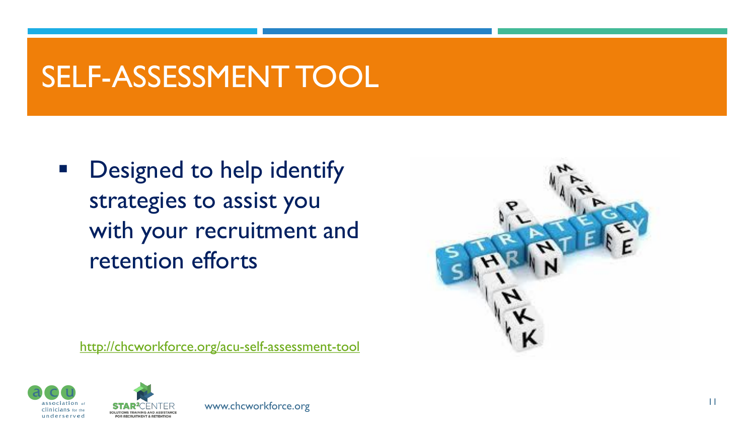# SELF-ASSESSMENT TOOL

- Designed to help identify strategies to assist you with your recruitment and retention efforts

http://chcworkforce.org/acu-self-assessment-tool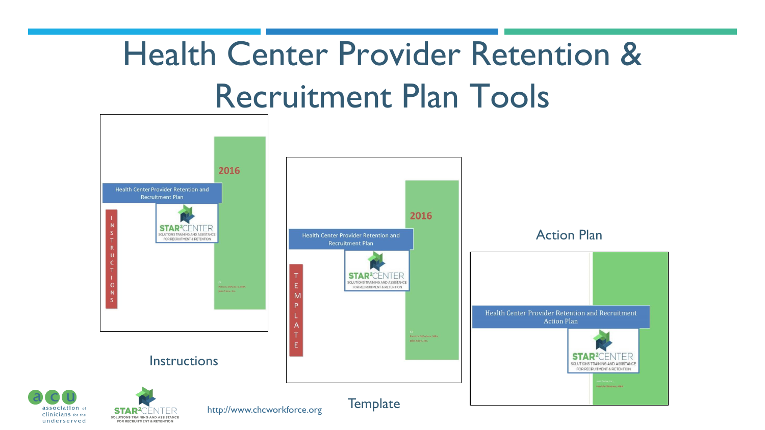# Health Center Provider Retention & Recruitment Plan Tools

2016

Health Center Provider Retention and Recruitment Plan

INSTRUCTIONS

STAR²CENTER SOLUTIONS TRAINING AND ASSISTANCE FOR RECRUITMENT & RETENTION

Instructions

2016

Health Center Provider Retention and Recruitment Plan

TEMPLATE

STAR²CENTER SOLUTIONS TRAINING AND ASSISTANCE FOR RECRUITMENT & RETENTION

Template

Action Plan

Health Center Provider Retention and Recruitment Action Plan

STAR²CENTER SOLUTIONS TRAINING AND ASSISTANCE FOR RECRUITMENT & RETENTION

http://www.chcworkforce.org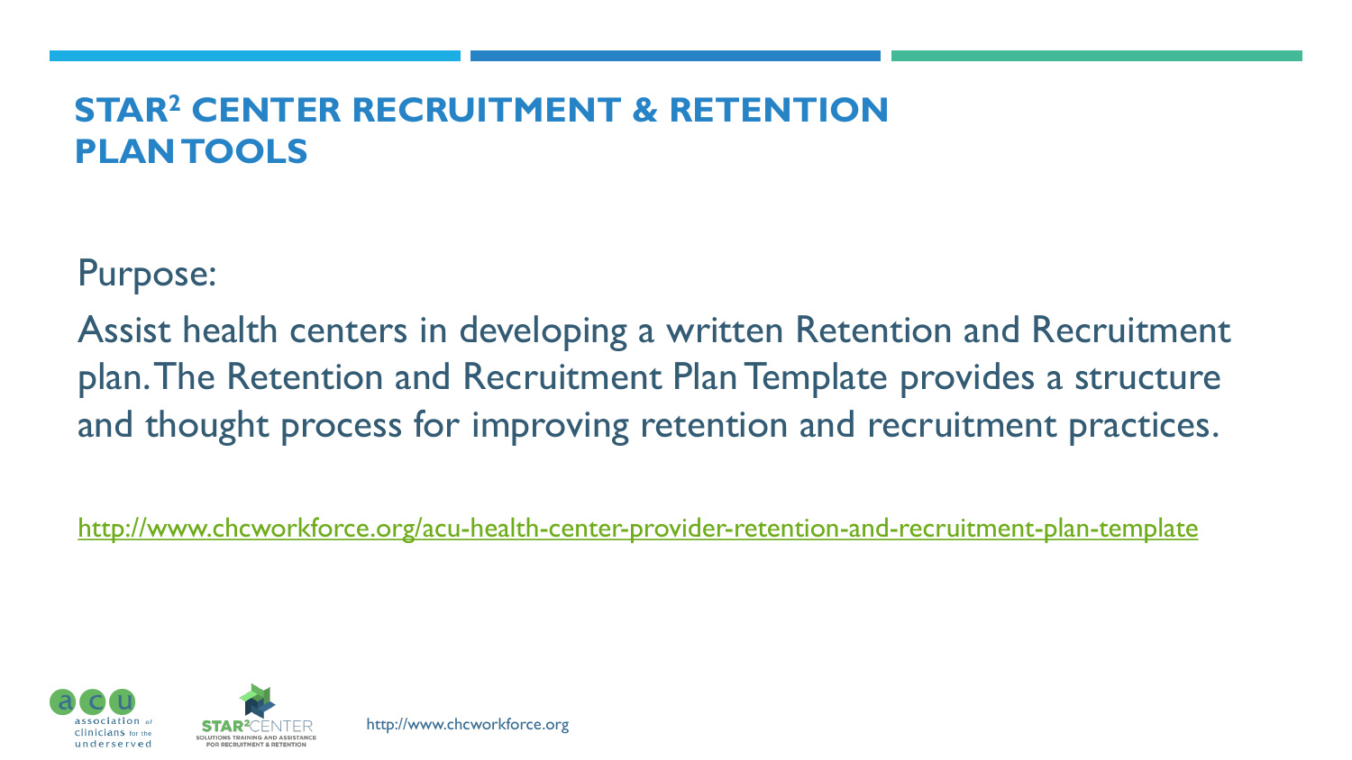## STAR[2] CENTER RECRUITMENT & RETENTION PLAN TOOLS

Purpose:

Assist health centers in developing a written Retention and Recruitment plan. The Retention and Recruitment Plan Template provides a structure and thought process for improving retention and recruitment practices.

http://www.chcworkforce.org/acu-health-center-provider-retention-and-recruitment-plan-template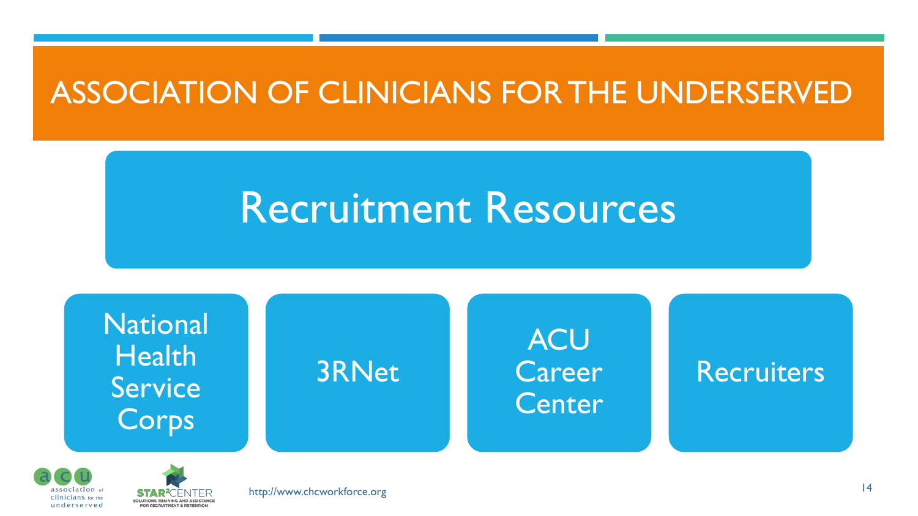# ASSOCIATION OF CLINICIANS FOR THE UNDERSERVED

## Recruitment Resources

- National Health Service Corps
- 3RNet
- ACU Career Center
- Recruiters

http://www.chcworkforce.org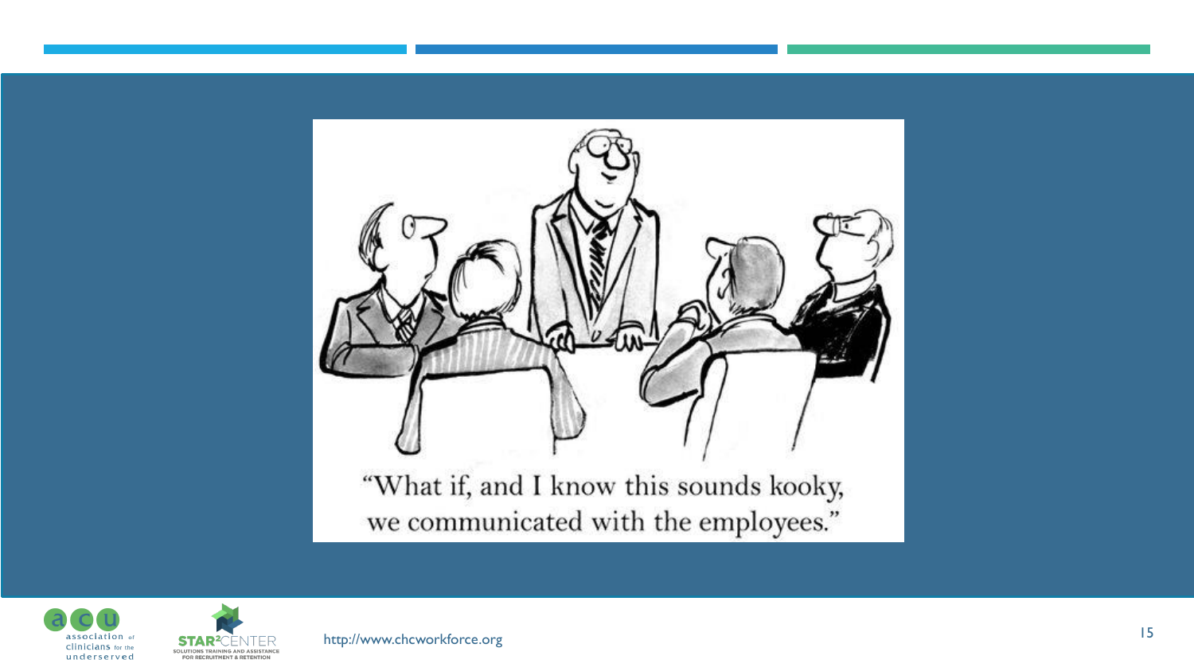"What if, and I know this sounds kooky, we communicated with the employees."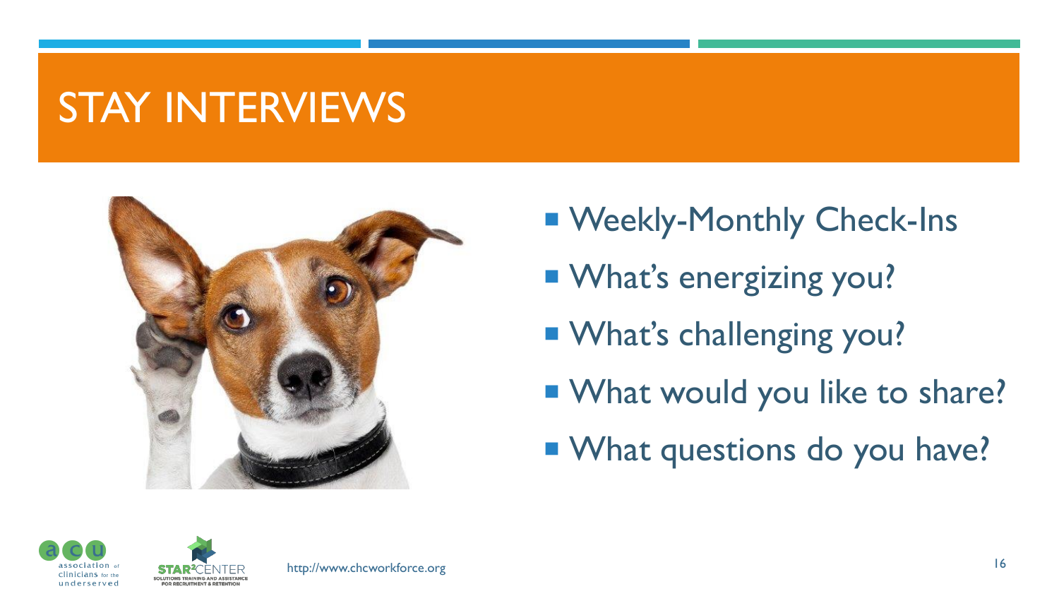# STAY INTERVIEWS

- Weekly-Monthly Check-Ins
- What's energizing you?
- What's challenging you?
- What would you like to share?
- What questions do you have?

http://www.chcworkforce.org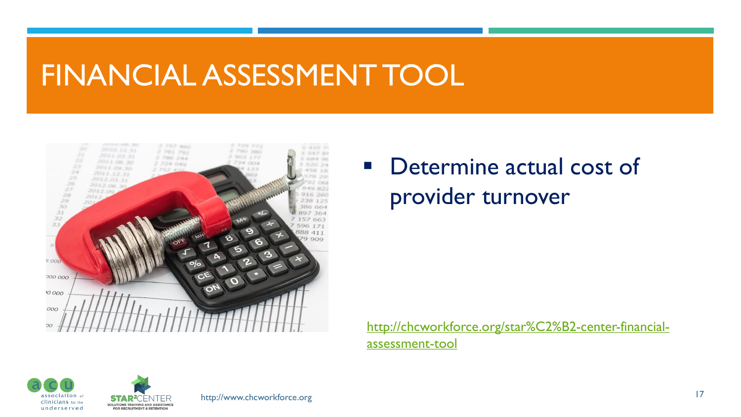# FINANCIAL ASSESSMENT TOOL

- Determine actual cost of provider turnover

[http://chcworkforce.org/star%C2%B2-center-financial-assessment-tool](http://chcworkforce.org/star%C2%B2-center-financial-assessment-tool)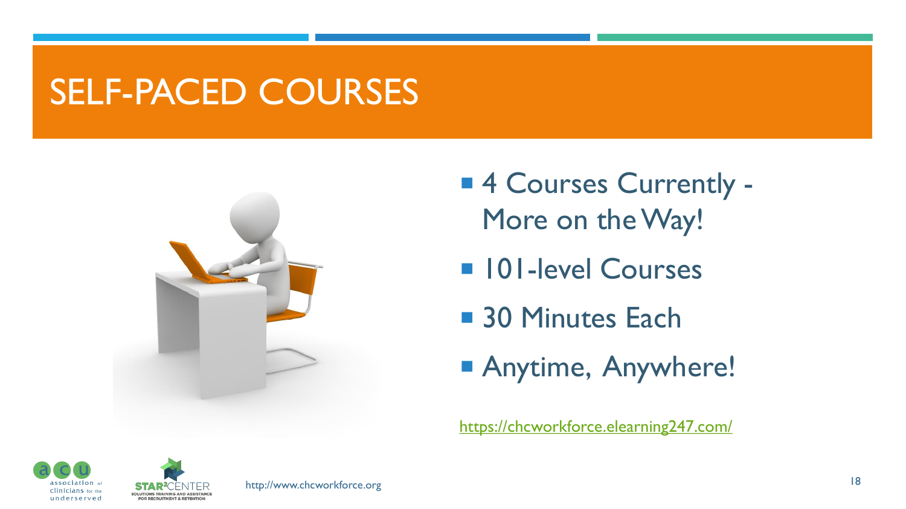# SELF-PACED COURSES

- 4 Courses Currently - More on the Way!
- 101-level Courses
- 30 Minutes Each
- Anytime, Anywhere!

https://chcworkforce.elearning247.com/

http://www.chcworkforce.org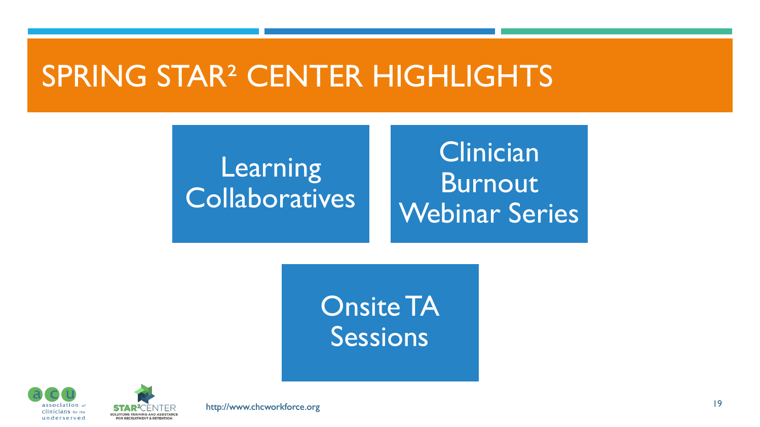# SPRING STAR² CENTER HIGHLIGHTS

- Learning Collaboratives
- Clinician Burnout Webinar Series
- Onsite TA Sessions

http://www.chcworkforce.org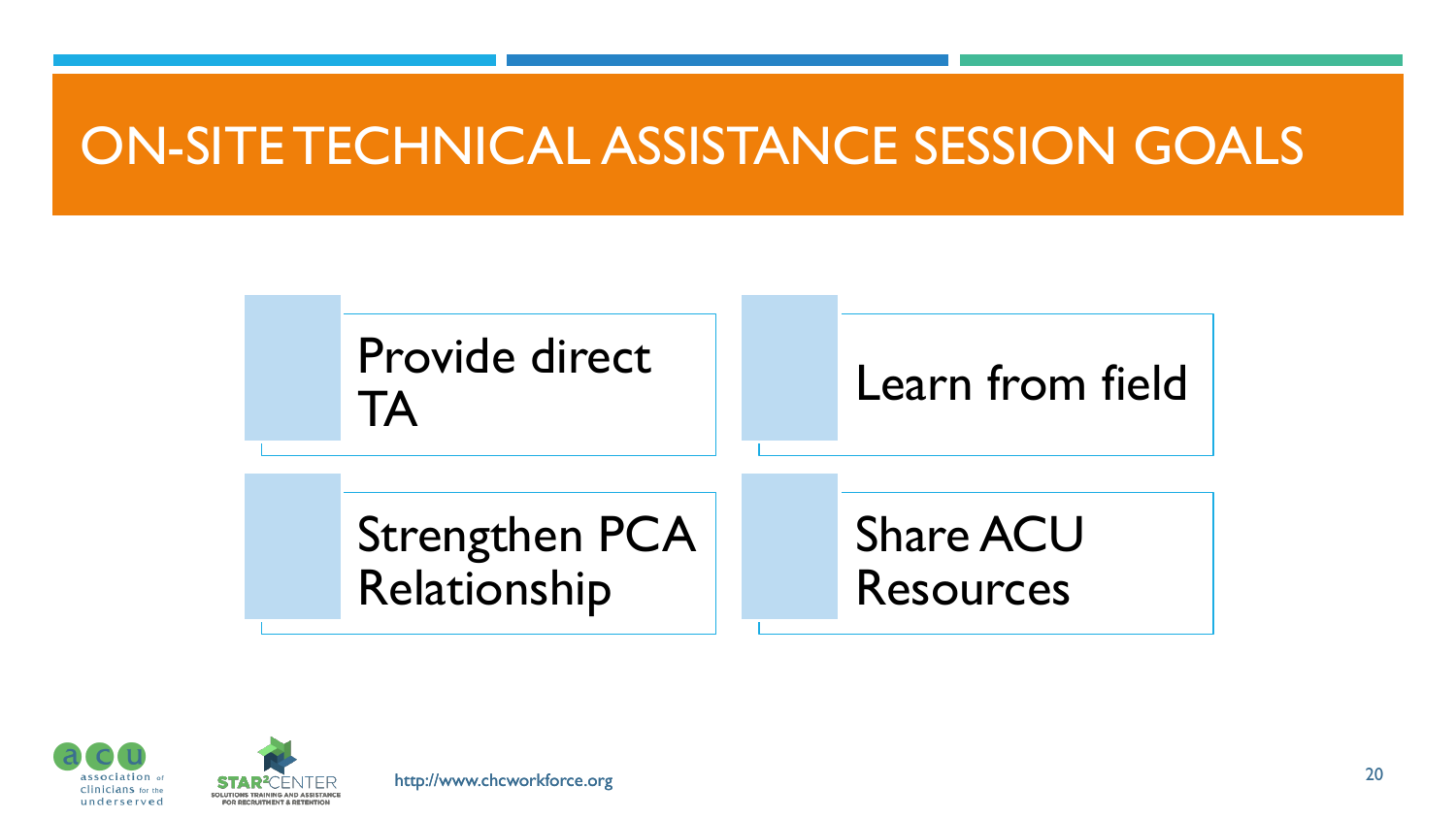# ON-SITE TECHNICAL ASSISTANCE SESSION GOALS

- Provide direct TA
- Learn from field
- Strengthen PCA Relationship
- Share ACU Resources

http://www.chcworkforce.org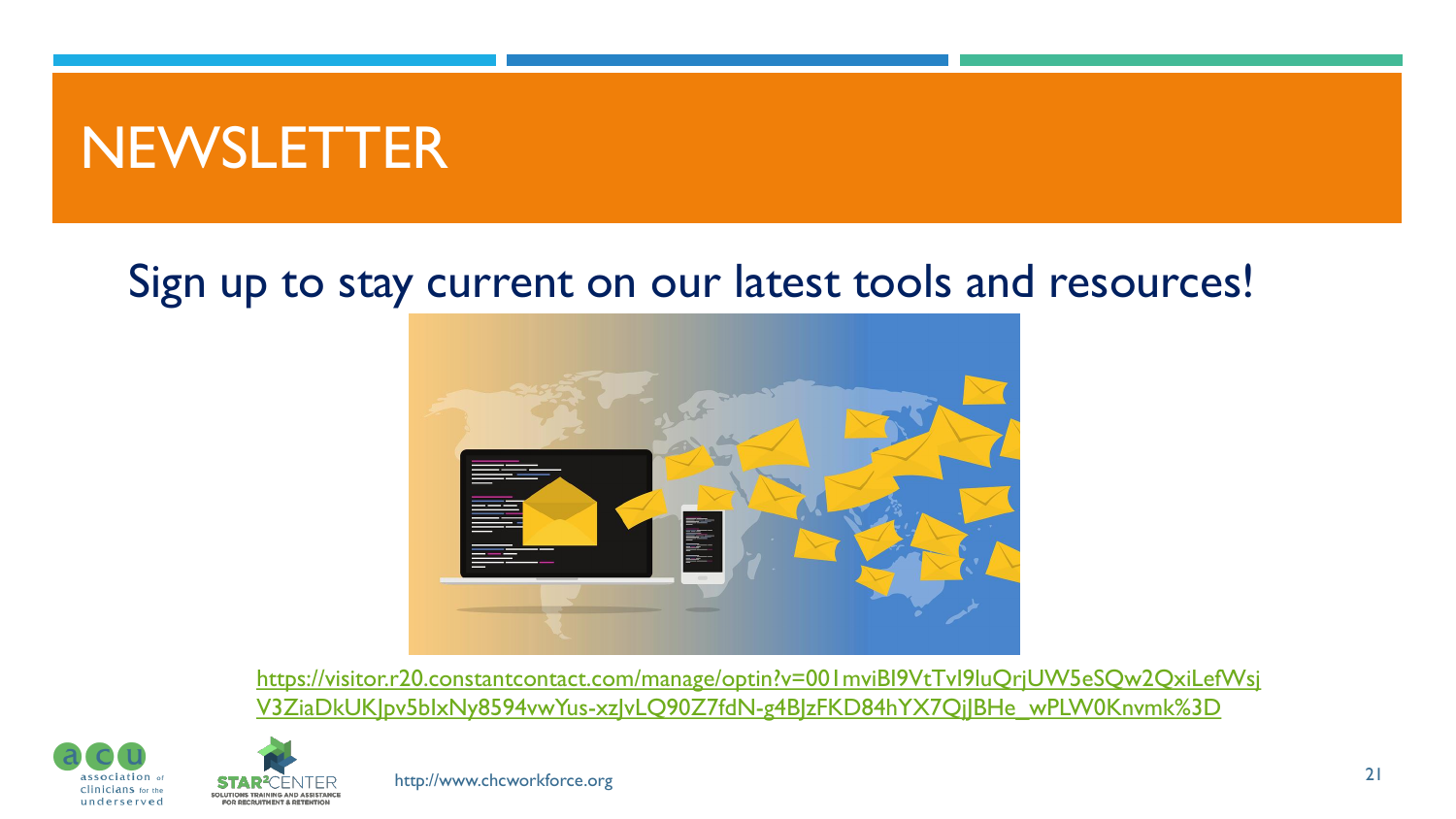# NEWSLETTER

Sign up to stay current on our latest tools and resources!

https://visitor.r20.constantcontact.com/manage/optin?v=001mviBI9VtTvI9luQrjUW5eSQw2QxiLefWsjV3ZiaDkUKJpv5bIxNy8594vwYus-xzJvLQ90Z7fdN-g4BJzFKD84hYX7QjJBHe_wPLW0Knvmk%3D

http://www.chcworkforce.org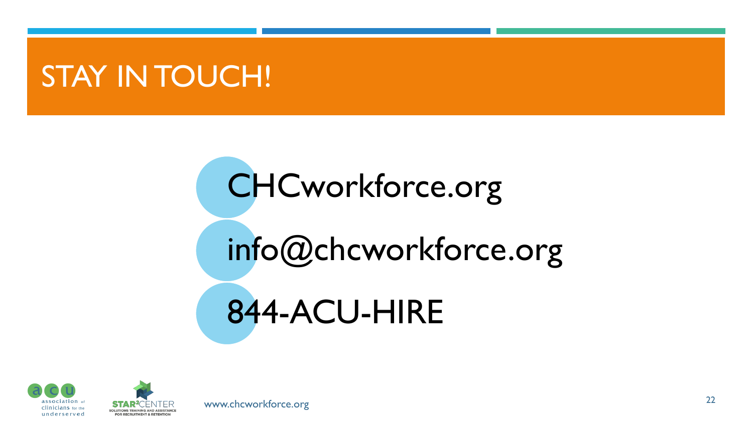# STAY IN TOUCH!

- CHCworkforce.org
- info@chcworkforce.org
- 844-ACU-HIRE

www.chcworkforce.org